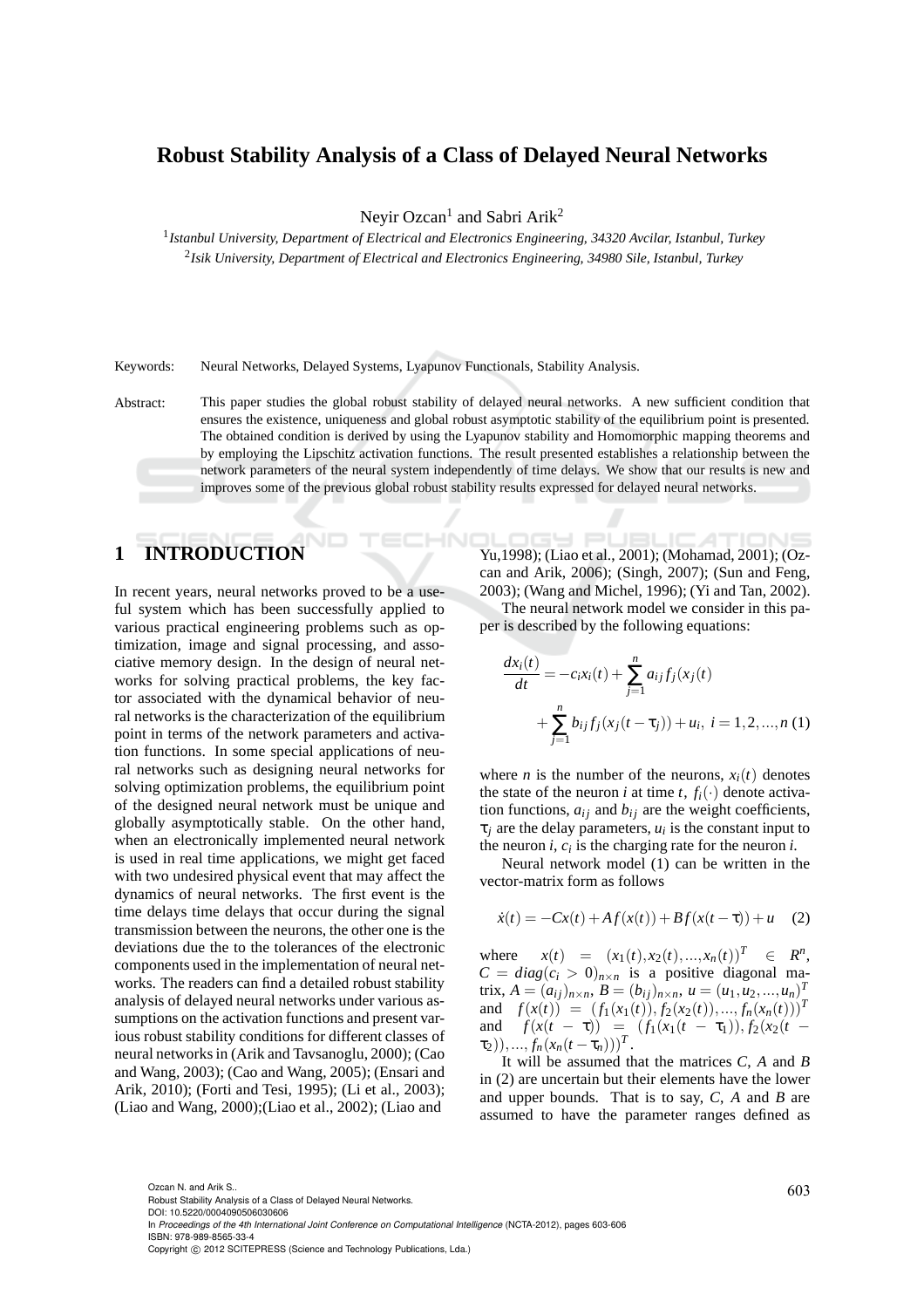# Robust Stability Analysis of a Class of Delayed Neural Networks

Neyir Ozcan[1] and Sabri Arik[2]

[1]*Istanbul University, Department of Electrical and Electronics Engineering, 34320 Avcilar, Istanbul, Turkey*
[2]*Isik University, Department of Electrical and Electronics Engineering, 34980 Sile, Istanbul, Turkey*

Keywords: Neural Networks, Delayed Systems, Lyapunov Functionals, Stability Analysis.

Abstract: This paper studies the global robust stability of delayed neural networks. A new sufficient condition that ensures the existence, uniqueness and global robust asymptotic stability of the equilibrium point is presented. The obtained condition is derived by using the Lyapunov stability and Homomorphic mapping theorems and by employing the Lipschitz activation functions. The result presented establishes a relationship between the network parameters of the neural system independently of time delays. We show that our results is new and improves some of the previous global robust stability results expressed for delayed neural networks.

## 1 INTRODUCTION

In recent years, neural networks proved to be a useful system which has been successfully applied to various practical engineering problems such as optimization, image and signal processing, and associative memory design. In the design of neural networks for solving practical problems, the key factor associated with the dynamical behavior of neural networks is the characterization of the equilibrium point in terms of the network parameters and activation functions. In some special applications of neural networks such as designing neural networks for solving optimization problems, the equilibrium point of the designed neural network must be unique and globally asymptotically stable. On the other hand, when an electronically implemented neural network is used in real time applications, we might get faced with two undesired physical event that may affect the dynamics of neural networks. The first event is the time delays time delays that occur during the signal transmission between the neurons, the other one is the deviations due the to the tolerances of the electronic components used in the implementation of neural networks. The readers can find a detailed robust stability analysis of delayed neural networks under various assumptions on the activation functions and present various robust stability conditions for different classes of neural networks in (Arik and Tavsanoglu, 2000); (Cao and Wang, 2003); (Cao and Wang, 2005); (Ensari and Arik, 2010); (Forti and Tesi, 1995); (Li et al., 2003); (Liao and Wang, 2000);(Liao et al., 2002); (Liao and Yu,1998); (Liao et al., 2001); (Mohamad, 2001); (Ozcan and Arik, 2006); (Singh, 2007); (Sun and Feng, 2003); (Wang and Michel, 1996); (Yi and Tan, 2002).

The neural network model we consider in this paper is described by the following equations:

$$\frac{dx_i(t)}{dt} = -c_i x_i(t) + \sum_{j=1}^{n} a_{ij} f_j(x_j(t) + \sum_{j=1}^{n} b_{ij} f_j(x_j(t-\tau_j)) + u_i, \; i = 1,2,...,n \quad (1)$$

where $n$ is the number of the neurons, $x_i(t)$ denotes the state of the neuron $i$ at time $t$, $f_i(\cdot)$ denote activation functions, $a_{ij}$ and $b_{ij}$ are the weight coefficients, $\tau_j$ are the delay parameters, $u_i$ is the constant input to the neuron $i$, $c_i$ is the charging rate for the neuron $i$.

Neural network model (1) can be written in the vector-matrix form as follows

$$\dot{x}(t) = -Cx(t) + Af(x(t)) + Bf(x(t-\tau)) + u \quad (2)$$

where $x(t) = (x_1(t), x_2(t), ..., x_n(t))^T \in R^n$, $C = diag(c_i > 0)_{n\times n}$ is a positive diagonal matrix, $A = (a_{ij})_{n\times n}$, $B = (b_{ij})_{n\times n}$, $u = (u_1, u_2, ..., u_n)^T$ and $f(x(t)) = (f_1(x_1(t)), f_2(x_2(t)), ..., f_n(x_n(t)))^T$ and $f(x(t-\tau)) = (f_1(x_1(t-\tau_1)), f_2(x_2(t-\tau_2)), ..., f_n(x_n(t-\tau_n)))^T$.

It will be assumed that the matrices $C$, $A$ and $B$ in (2) are uncertain but their elements have the lower and upper bounds. That is to say, $C$, $A$ and $B$ are assumed to have the parameter ranges defined as

Ozcan N. and Arik S..
Robust Stability Analysis of a Class of Delayed Neural Networks.
DOI: 10.5220/0004090506030606
In *Proceedings of the 4th International Joint Conference on Computational Intelligence* (NCTA-2012), pages 603-606
ISBN: 978-989-8565-33-4
Copyright © 2012 SCITEPRESS (Science and Technology Publications, Lda.)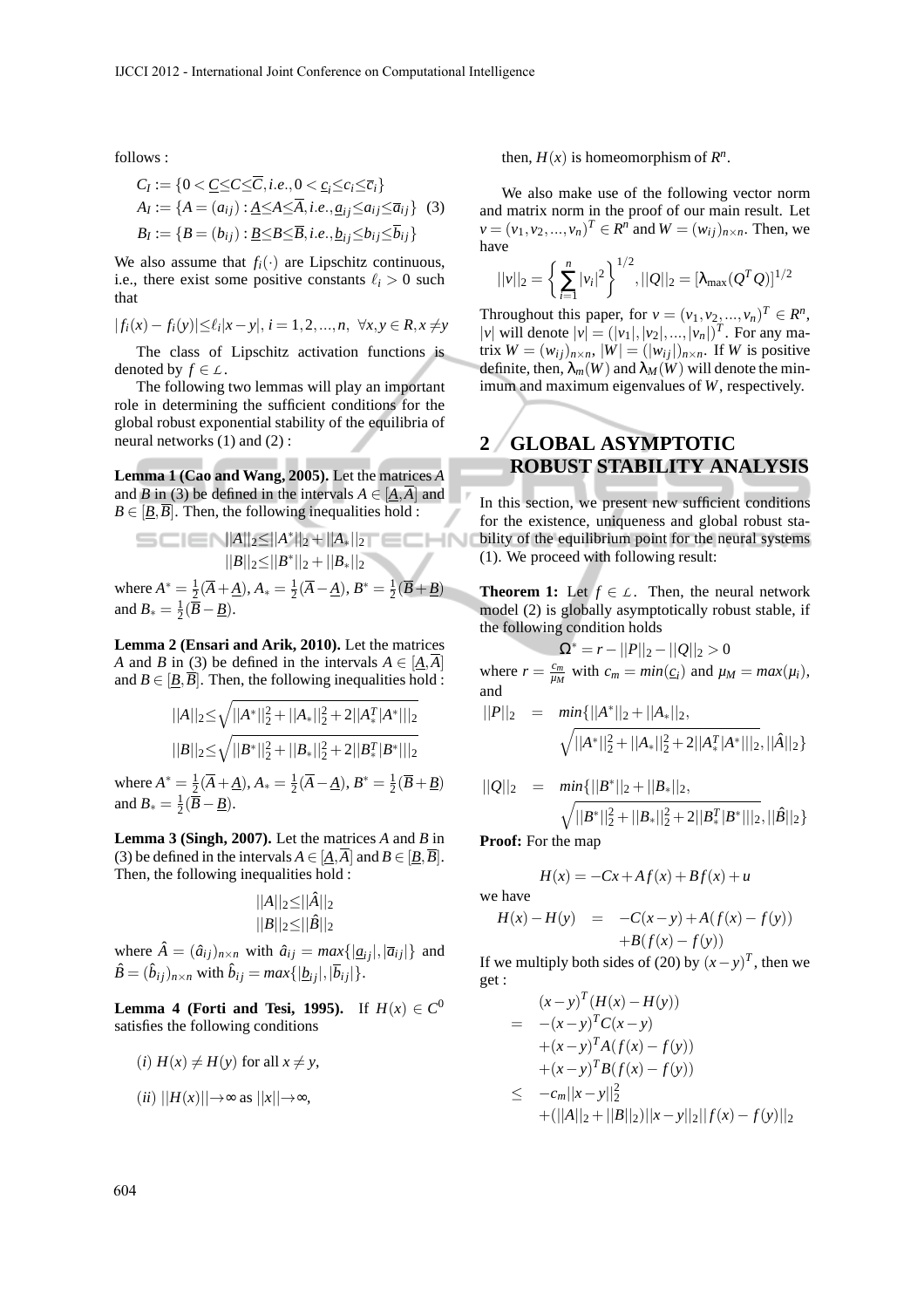follows :

$$C_I := \{0 < \underline{C} \leq C \leq \overline{C}, i.e., 0 < \underline{c}_i \leq c_i \leq \overline{c}_i\}$$
$$A_I := \{A = (a_{ij}) : \underline{A} \leq A \leq \overline{A}, i.e., \underline{a}_{ij} \leq a_{ij} \leq \overline{a}_{ij}\} \quad (3)$$
$$B_I := \{B = (b_{ij}) : \underline{B} \leq B \leq \overline{B}, i.e., \underline{b}_{ij} \leq b_{ij} \leq \overline{b}_{ij}\}$$

We also assume that $f_i(\cdot)$ are Lipschitz continuous, i.e., there exist some positive constants $\ell_i > 0$ such that

$$|f_i(x) - f_i(y)| \leq \ell_i |x - y|, \, i = 1, 2, ..., n, \;\; \forall x, y \in R, x \neq y$$

The class of Lipschitz activation functions is denoted by $f \in \mathcal{L}$.

The following two lemmas will play an important role in determining the sufficient conditions for the global robust exponential stability of the equilibria of neural networks (1) and (2) :

**Lemma 1 (Cao and Wang, 2005).** Let the matrices $A$ and $B$ in (3) be defined in the intervals $A \in [\underline{A}, \overline{A}]$ and $B \in [\underline{B}, \overline{B}]$. Then, the following inequalities hold :

$$||A||_2 \leq ||A^*||_2 + ||A_*||_2$$
$$||B||_2 \leq ||B^*||_2 + ||B_*||_2$$

where $A^* = \frac{1}{2}(\overline{A} + \underline{A})$, $A_* = \frac{1}{2}(\overline{A} - \underline{A})$, $B^* = \frac{1}{2}(\overline{B} + \underline{B})$ and $B_* = \frac{1}{2}(\overline{B} - \underline{B})$.

**Lemma 2 (Ensari and Arik, 2010).** Let the matrices $A$ and $B$ in (3) be defined in the intervals $A \in [\underline{A}, \overline{A}]$ and $B \in [\underline{B}, \overline{B}]$. Then, the following inequalities hold :

$$||A||_2 \leq \sqrt{||A^*||_2^2 + ||A_*||_2^2 + 2||A_*^T |A^*|||_2}$$
$$||B||_2 \leq \sqrt{||B^*||_2^2 + ||B_*||_2^2 + 2||B_*^T |B^*|||_2}$$

where $A^* = \frac{1}{2}(\overline{A} + \underline{A})$, $A_* = \frac{1}{2}(\overline{A} - \underline{A})$, $B^* = \frac{1}{2}(\overline{B} + \underline{B})$ and $B_* = \frac{1}{2}(\overline{B} - \underline{B})$.

**Lemma 3 (Singh, 2007).** Let the matrices $A$ and $B$ in (3) be defined in the intervals $A \in [\underline{A}, \overline{A}]$ and $B \in [\underline{B}, \overline{B}]$. Then, the following inequalities hold :

$$||A||_2 \leq ||\hat{A}||_2$$
$$||B||_2 \leq ||\hat{B}||_2$$

where $\hat{A} = (\hat{a}_{ij})_{n \times n}$ with $\hat{a}_{ij} = max\{|\underline{a}_{ij}|, |\overline{a}_{ij}|\}$ and $\hat{B} = (\hat{b}_{ij})_{n \times n}$ with $\hat{b}_{ij} = max\{|\underline{b}_{ij}|, |\overline{b}_{ij}|\}$.

**Lemma 4 (Forti and Tesi, 1995).** If $H(x) \in C^0$ satisfies the following conditions

$(i)$ $H(x) \neq H(y)$ for all $x \neq y$,

$(ii)$ $||H(x)|| \to \infty$ as $||x|| \to \infty$,

then, $H(x)$ is homeomorphism of $R^n$.

We also make use of the following vector norm and matrix norm in the proof of our main result. Let $v = (v_1, v_2, ..., v_n)^T \in R^n$ and $W = (w_{ij})_{n \times n}$. Then, we have

$$||v||_2 = \left\{ \sum_{i=1}^{n} |v_i|^2 \right\}^{1/2}, ||Q||_2 = [\lambda_{\max}(Q^T Q)]^{1/2}$$

Throughout this paper, for $v = (v_1, v_2, ..., v_n)^T \in R^n$, $|v|$ will denote $|v| = (|v_1|, |v_2|, ..., |v_n|)^T$. For any matrix $W = (w_{ij})_{n \times n}$, $|W| = (|w_{ij}|)_{n \times n}$. If $W$ is positive definite, then, $\lambda_m(W)$ and $\lambda_M(W)$ will denote the minimum and maximum eigenvalues of $W$, respectively.

## 2 GLOBAL ASYMPTOTIC ROBUST STABILITY ANALYSIS

In this section, we present new sufficient conditions for the existence, uniqueness and global robust stability of the equilibrium point for the neural systems (1). We proceed with following result:

**Theorem 1:** Let $f \in \mathcal{L}$. Then, the neural network model (2) is globally asymptotically robust stable, if the following condition holds

$$\Omega^* = r - ||P||_2 - ||Q||_2 > 0$$

where $r = \frac{c_m}{\mu_M}$ with $c_m = min(\underline{c}_i)$ and $\mu_M = max(\mu_i)$, and

$$||P||_2 = min\{||A^*||_2 + ||A_*||_2, \sqrt{||A^*||_2^2 + ||A_*||_2^2 + 2||A_*^T |A^*|||_2}, ||\hat{A}||_2\}$$

$$||Q||_2 = min\{||B^*||_2 + ||B_*||_2, \sqrt{||B^*||_2^2 + ||B_*||_2^2 + 2||B_*^T |B^*|||_2}, ||\hat{B}||_2\}$$

**Proof:** For the map

$$H(x) = -Cx + Af(x) + Bf(x) + u$$

we have

$$H(x) - H(y) = -C(x - y) + A(f(x) - f(y)) + B(f(x) - f(y))$$

If we multiply both sides of (20) by $(x - y)^T$, then we get :

$$\begin{aligned}
& (x - y)^T (H(x) - H(y)) \\
= \;& -(x - y)^T C(x - y) \\
& + (x - y)^T A(f(x) - f(y)) \\
& + (x - y)^T B(f(x) - f(y)) \\
\leq \;& -c_m ||x - y||_2^2 \\
& + (||A||_2 + ||B||_2)||x - y||_2 ||f(x) - f(y)||_2
\end{aligned}$$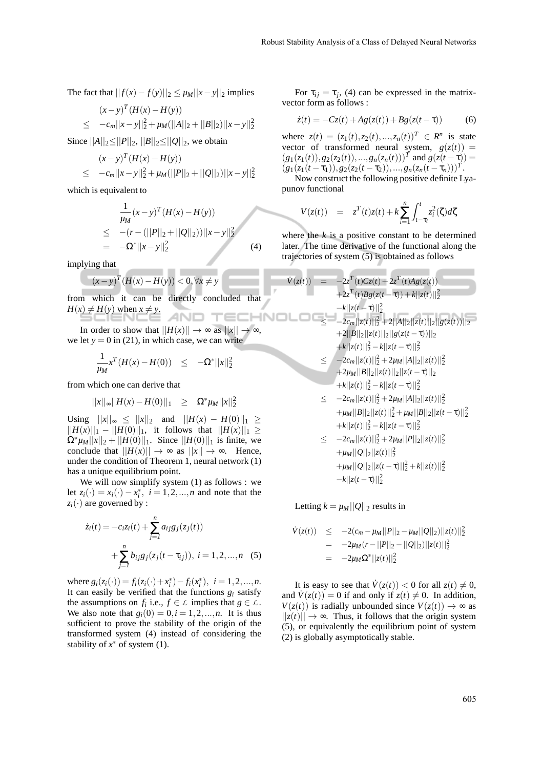The fact that $||f(x)-f(y)||_2 \leq \mu_M||x-y||_2$ implies

$$
\begin{aligned}
&(x-y)^T(H(x)-H(y)) \\
\leq\ & -c_m||x-y||_2^2 + \mu_M(||A||_2+||B||_2)||x-y||_2^2
\end{aligned}
$$

Since $||A||_2 \leq ||P||_2$, $||B||_2 \leq ||Q||_2$, we obtain

$$
\begin{aligned}
&(x-y)^T(H(x)-H(y)) \\
\leq\ & -c_m||x-y||_2^2 + \mu_M(||P||_2+||Q||_2)||x-y||_2^2
\end{aligned}
$$

which is equivalent to

$$
\begin{aligned}
&\frac{1}{\mu_M}(x-y)^T(H(x)-H(y)) \\
\leq\ & -(r-(||P||_2+||Q||_2))||x-y||_2^2 \\
=\ & -\Omega^*||x-y||_2^2 \qquad (4)
\end{aligned}
$$

implying that

$$
(x-y)^T(H(x)-H(y)) < 0, \forall x \neq y
$$

from which it can be directly concluded that $H(x) \neq H(y)$ when $x \neq y$.

In order to show that $||H(x)|| \rightarrow \infty$ as $||x|| \rightarrow \infty$, we let $y = 0$ in (21), in which case, we can write

$$
\frac{1}{\mu_M}x^T(H(x)-H(0)) \quad \leq \quad -\Omega^*||x||_2^2
$$

from which one can derive that

$$
||x||_\infty||H(x)-H(0)||_1 \quad \geq \quad \Omega^*\mu_M||x||_2^2
$$

Using $||x||_\infty \leq ||x||_2$ and $||H(x)-H(0)||_1 \geq ||H(x)||_1 - ||H(0)||_1$, it follows that $||H(x)||_1 \geq \Omega^*\mu_M||x||_2 + ||H(0)||_1$. Since $||H(0)||_1$ is finite, we conclude that $||H(x)|| \rightarrow \infty$ as $||x|| \rightarrow \infty$. Hence, under the condition of Theorem 1, neural network (1) has a unique equilibrium point.

We will now simplify system (1) as follows : we let $z_i(\cdot) = x_i(\cdot) - x_i^*$, $i = 1,2,...,n$ and note that the $z_i(\cdot)$ are governed by :

$$
\begin{aligned}
\dot{z}_i(t) = &-c_iz_i(t) + \sum_{j=1}^{n} a_{ij}g_j(z_j(t)) \\
&+ \sum_{j=1}^{n} b_{ij}g_j(z_j(t-\tau_{ij})),\ i = 1,2,...,n \quad (5)
\end{aligned}
$$

where $g_i(z_i(\cdot)) = f_i(z_i(\cdot)+x_i^*) - f_i(x_i^*)$, $i = 1,2,...,n$. It can easily be verified that the functions $g_i$ satisfy the assumptions on $f_i$ i.e., $f \in \mathcal{L}$ implies that $g \in \mathcal{L}$. We also note that $g_i(0) = 0, i = 1,2,...,n$. It is thus sufficient to prove the stability of the origin of the transformed system (4) instead of considering the stability of $x^*$ of system (1).

For $\tau_{ij} = \tau_j$, (4) can be expressed in the matrix-vector form as follows :

$$
\dot{z}(t) = -Cz(t) + Ag(z(t)) + Bg(z(t-\tau)) \qquad (6)
$$

where $z(t) = (z_1(t), z_2(t), ..., z_n(t))^T \in R^n$ is state vector of transformed neural system, $g(z(t)) = (g_1(z_1(t)), g_2(z_2(t)), ..., g_n(z_n(t)))^T$ and $g(z(t-\tau)) = (g_1(z_1(t-\tau_1)), g_2(z_2(t-\tau_2)), ..., g_n(z_n(t-\tau_n)))^T$.

Now construct the following positive definite Lyapunov functional

$$
V(z(t)) \quad = \quad z^T(t)z(t) + k\sum_{i=1}^{n}\int_{t-\tau_i}^{t} z_i^2(\zeta)d\zeta
$$

where the $k$ is a positive constant to be determined later. The time derivative of the functional along the trajectories of system (5) is obtained as follows

$$
\begin{aligned}
\dot{V}(z(t)) \quad = \quad & -2z^T(t)Cz(t) + 2z^T(t)Ag(z(t)) \\
& + 2z^T(t)Bg(z(t-\tau)) + k||z(t)||_2^2 \\
& - k||z(t-\tau)||_2^2 \\
\leq \quad & -2c_m||z(t)||_2^2 + 2||A||_2||z(t)||_2||g(z(t))||_2 \\
& + 2||B||_2||z(t)||_2||g(z(t-\tau))||_2 \\
& + k||z(t)||_2^2 - k||z(t-\tau)||_2^2 \\
\leq \quad & -2c_m||z(t)||_2^2 + 2\mu_M||A||_2||z(t)||_2^2 \\
& + 2\mu_M||B||_2||z(t)||_2||z(t-\tau)||_2 \\
& + k||z(t)||_2^2 - k||z(t-\tau)||_2^2 \\
\leq \quad & -2c_m||z(t)||_2^2 + 2\mu_M||A||_2||z(t)||_2^2 \\
& + \mu_M||B||_2||z(t)||_2^2 + \mu_M||B||_2||z(t-\tau)||_2^2 \\
& + k||z(t)||_2^2 - k||z(t-\tau)||_2^2 \\
\leq \quad & -2c_m||z(t)||_2^2 + 2\mu_M||P||_2||z(t)||_2^2 \\
& + \mu_M||Q||_2||z(t)||_2^2 \\
& + \mu_M||Q||_2||z(t-\tau)||_2^2 + k||z(t)||_2^2 \\
& - k||z(t-\tau)||_2^2
\end{aligned}
$$

Letting $k = \mu_M||Q||_2$ results in

$$
\begin{aligned}
\dot{V}(z(t)) \quad \leq \quad & -2(c_m - \mu_M||P||_2 - \mu_M||Q||_2)||z(t)||_2^2 \\
= \quad & -2\mu_M(r - ||P||_2 - ||Q||_2)||z(t)||_2^2 \\
= \quad & -2\mu_M\Omega^*||z(t)||_2^2
\end{aligned}
$$

It is easy to see that $\dot{V}(z(t)) < 0$ for all $z(t) \neq 0$, and $\dot{V}(z(t)) = 0$ if and only if $z(t) \neq 0$. In addition, $V(z(t))$ is radially unbounded since $V(z(t)) \rightarrow \infty$ as $||z(t)|| \rightarrow \infty$. Thus, it follows that the origin system (5), or equivalently the equilibrium point of system (2) is globally asymptotically stable.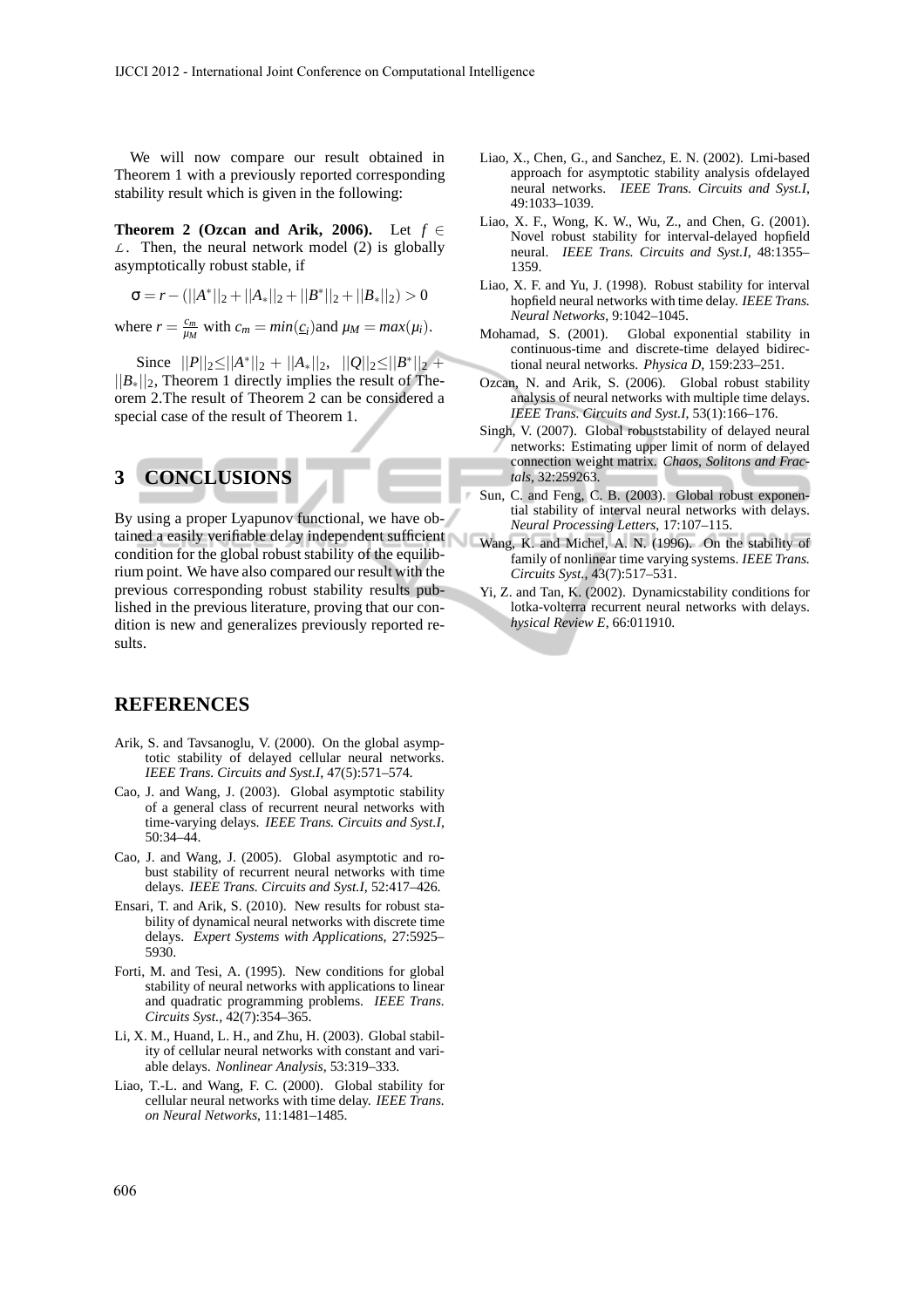We will now compare our result obtained in Theorem 1 with a previously reported corresponding stability result which is given in the following:

**Theorem 2 (Ozcan and Arik, 2006).** Let $f \in \mathcal{L}$. Then, the neural network model (2) is globally asymptotically robust stable, if

$$\sigma = r - (||A^*||_2 + ||A_*||_2 + ||B^*||_2 + ||B_*||_2) > 0$$

where $r = \frac{c_m}{\mu_M}$ with $c_m = min(\underline{c}_i)$and $\mu_M = max(\mu_i)$.

Since $||P||_2 \leq ||A^*||_2 + ||A_*||_2$, $||Q||_2 \leq ||B^*||_2 + ||B_*||_2$, Theorem 1 directly implies the result of Theorem 2.The result of Theorem 2 can be considered a special case of the result of Theorem 1.

## 3 CONCLUSIONS

By using a proper Lyapunov functional, we have obtained a easily verifiable delay independent sufficient condition for the global robust stability of the equilibrium point. We have also compared our result with the previous corresponding robust stability results published in the previous literature, proving that our condition is new and generalizes previously reported results.

## REFERENCES

Arik, S. and Tavsanoglu, V. (2000). On the global asymptotic stability of delayed cellular neural networks. *IEEE Trans. Circuits and Syst.I*, 47(5):571–574.

Cao, J. and Wang, J. (2003). Global asymptotic stability of a general class of recurrent neural networks with time-varying delays. *IEEE Trans. Circuits and Syst.I*, 50:34–44.

Cao, J. and Wang, J. (2005). Global asymptotic and robust stability of recurrent neural networks with time delays. *IEEE Trans. Circuits and Syst.I*, 52:417–426.

Ensari, T. and Arik, S. (2010). New results for robust stability of dynamical neural networks with discrete time delays. *Expert Systems with Applications*, 27:5925–5930.

Forti, M. and Tesi, A. (1995). New conditions for global stability of neural networks with applications to linear and quadratic programming problems. *IEEE Trans. Circuits Syst.*, 42(7):354–365.

Li, X. M., Huand, L. H., and Zhu, H. (2003). Global stability of cellular neural networks with constant and variable delays. *Nonlinear Analysis*, 53:319–333.

Liao, T.-L. and Wang, F. C. (2000). Global stability for cellular neural networks with time delay. *IEEE Trans. on Neural Networks*, 11:1481–1485.

Liao, X., Chen, G., and Sanchez, E. N. (2002). Lmi-based approach for asymptotic stability analysis ofdelayed neural networks. *IEEE Trans. Circuits and Syst.I*, 49:1033–1039.

Liao, X. F., Wong, K. W., Wu, Z., and Chen, G. (2001). Novel robust stability for interval-delayed hopfield neural. *IEEE Trans. Circuits and Syst.I*, 48:1355–1359.

Liao, X. F. and Yu, J. (1998). Robust stability for interval hopfield neural networks with time delay. *IEEE Trans. Neural Networks*, 9:1042–1045.

Mohamad, S. (2001). Global exponential stability in continuous-time and discrete-time delayed bidirectional neural networks. *Physica D*, 159:233–251.

Ozcan, N. and Arik, S. (2006). Global robust stability analysis of neural networks with multiple time delays. *IEEE Trans. Circuits and Syst.I*, 53(1):166–176.

Singh, V. (2007). Global robuststability of delayed neural networks: Estimating upper limit of norm of delayed connection weight matrix. *Chaos, Solitons and Fractals*, 32:259263.

Sun, C. and Feng, C. B. (2003). Global robust exponential stability of interval neural networks with delays. *Neural Processing Letters*, 17:107–115.

Wang, K. and Michel, A. N. (1996). On the stability of family of nonlinear time varying systems. *IEEE Trans. Circuits Syst.*, 43(7):517–531.

Yi, Z. and Tan, K. (2002). Dynamicstability conditions for lotka-volterra recurrent neural networks with delays. *hysical Review E*, 66:011910.